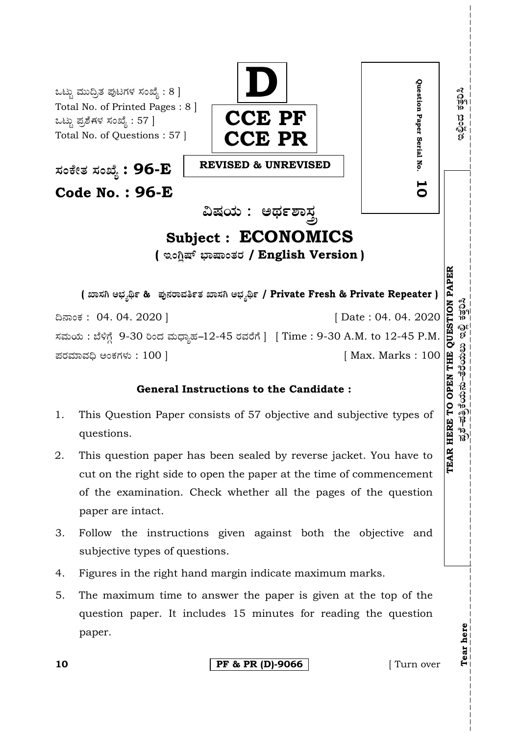ಒಟ್ಟು ಮುದ್ರಿತ ಪುಟಗಳ ಸಂಖ್ಯೆ : 8 ]
Total No. of Printed Pages : 8 ]
ಒಟ್ಟು ಪ್ರಶ್ನೆಗಳ ಸಂಖ್ಯೆ : 57 ]
Total No. of Questions : 57 ]

**D**

**CCE PF**
**CCE PR**

**REVISED & UNREVISED**

Question Paper Serial No. **10**

**ಸಂಕೇತ ಸಂಖ್ಯೆ : 96-E**

**Code No. : 96-E**

## ವಿಷಯ : ಅರ್ಥಶಾಸ್ತ್ರ

## Subject : ECONOMICS

**( ಇಂಗ್ಲಿಷ್ ಭಾಷಾಂತರ / English Version )**

**( ಖಾಸಗಿ ಅಭ್ಯರ್ಥಿ & ಪುನರಾವರ್ತಿತ ಖಾಸಗಿ ಅಭ್ಯರ್ಥಿ / Private Fresh & Private Repeater )**

ದಿನಾಂಕ : 04. 04. 2020 ] [ Date : 04. 04. 2020

ಸಮಯ : ಬೆಳಿಗ್ಗೆ 9-30 ರಿಂದ ಮಧ್ಯಾಹ್ನ-12-45 ರವರೆಗೆ ] [ Time : 9-30 A.M. to 12-45 P.M.

ಪರಮಾವಧಿ ಅಂಕಗಳು : 100 ] [ Max. Marks : 100

**TEAR HERE TO OPEN THE QUESTION PAPER**

### General Instructions to the Candidate :

1. This Question Paper consists of 57 objective and subjective types of questions.
2. This question paper has been sealed by reverse jacket. You have to cut on the right side to open the paper at the time of commencement of the examination. Check whether all the pages of the question paper are intact.
3. Follow the instructions given against both the objective and subjective types of questions.
4. Figures in the right hand margin indicate maximum marks.
5. The maximum time to answer the paper is given at the top of the question paper. It includes 15 minutes for reading the question paper.

**PF & PR (D)-9066**

[ Turn over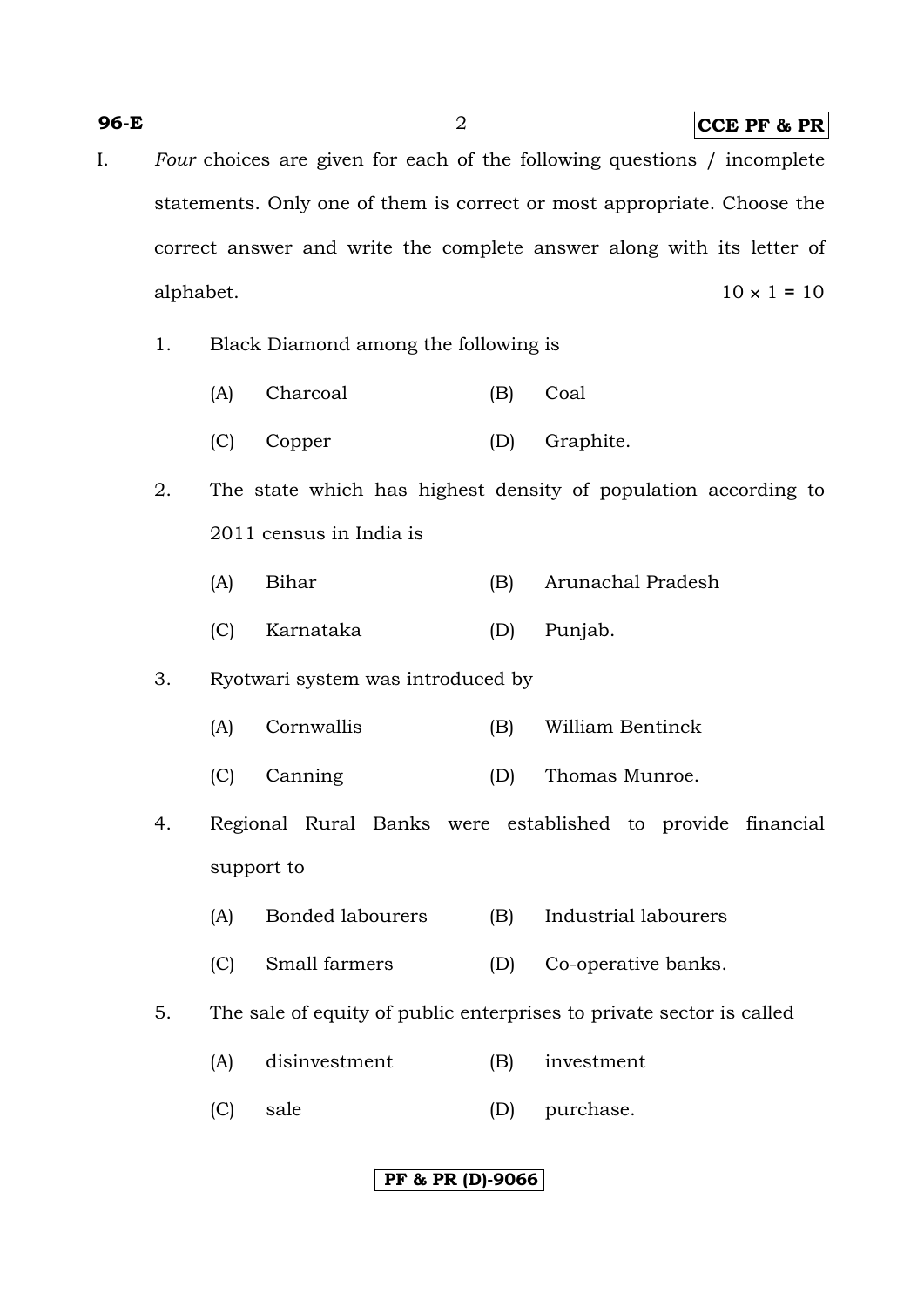I. *Four* choices are given for each of the following questions / incomplete statements. Only one of them is correct or most appropriate. Choose the correct answer and write the complete answer along with its letter of alphabet. $10 \times 1 = 10$

1. Black Diamond among the following is

   (A) Charcoal (B) Coal

   (C) Copper (D) Graphite.

2. The state which has highest density of population according to 2011 census in India is

   (A) Bihar (B) Arunachal Pradesh

   (C) Karnataka (D) Punjab.

3. Ryotwari system was introduced by

   (A) Cornwallis (B) William Bentinck

   (C) Canning (D) Thomas Munroe.

4. Regional Rural Banks were established to provide financial support to

   (A) Bonded labourers (B) Industrial labourers

   (C) Small farmers (D) Co-operative banks.

5. The sale of equity of public enterprises to private sector is called

   (A) disinvestment (B) investment

   (C) sale (D) purchase.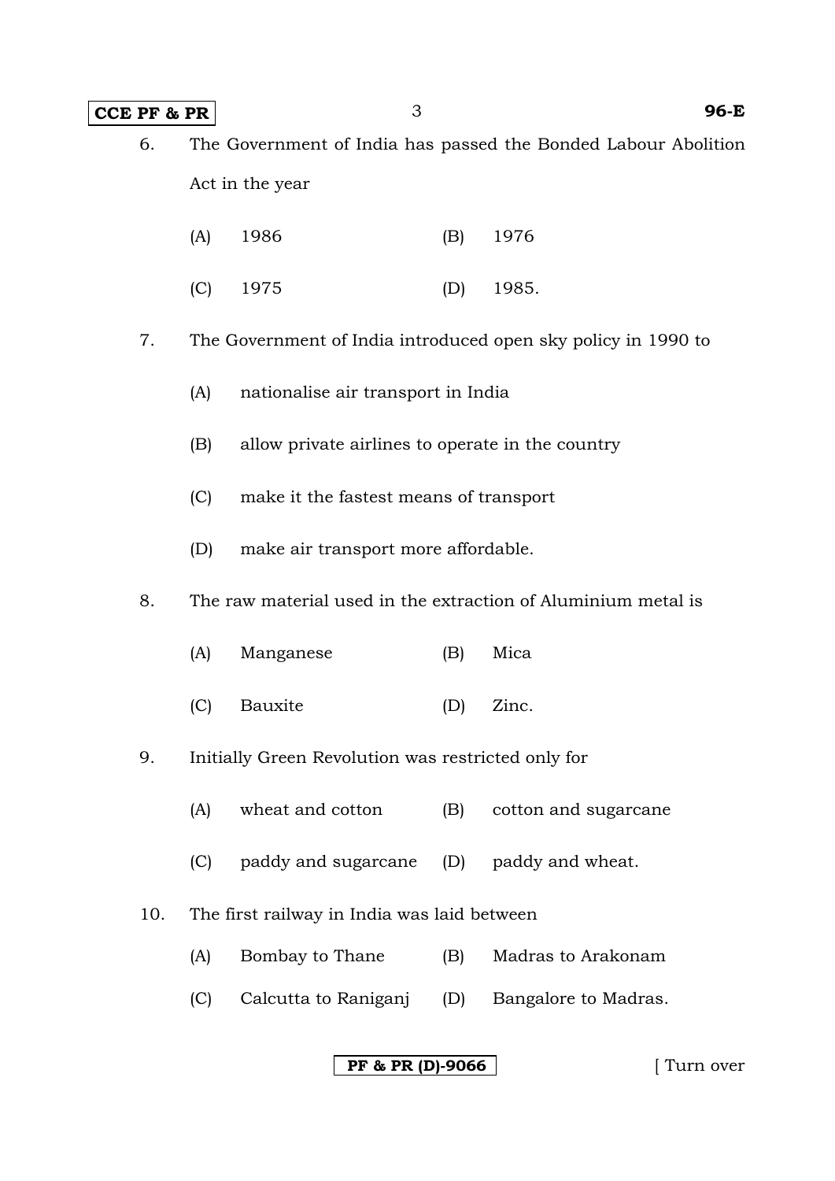6. The Government of India has passed the Bonded Labour Abolition Act in the year

   (A) 1986 (B) 1976

   (C) 1975 (D) 1985.

7. The Government of India introduced open sky policy in 1990 to

   (A) nationalise air transport in India

   (B) allow private airlines to operate in the country

   (C) make it the fastest means of transport

   (D) make air transport more affordable.

8. The raw material used in the extraction of Aluminium metal is

   (A) Manganese (B) Mica

   (C) Bauxite (D) Zinc.

9. Initially Green Revolution was restricted only for

   (A) wheat and cotton (B) cotton and sugarcane

   (C) paddy and sugarcane (D) paddy and wheat.

10. The first railway in India was laid between

    (A) Bombay to Thane (B) Madras to Arakonam

    (C) Calcutta to Raniganj (D) Bangalore to Madras.

PF & PR (D)-9066

[ Turn over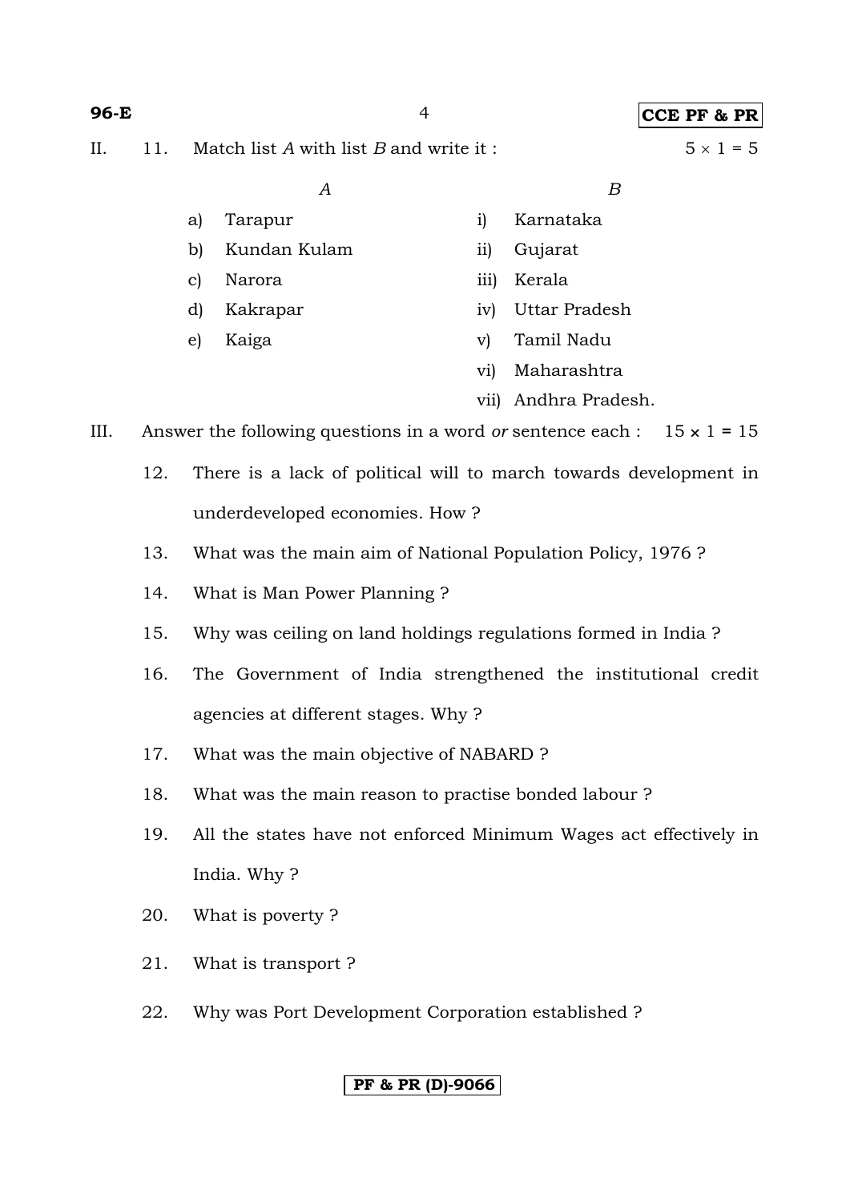II. 11. Match list *A* with list *B* and write it : $5 \times 1 = 5$

| *A* | *B* |
|---|---|
| a) Tarapur | i) Karnataka |
| b) Kundan Kulam | ii) Gujarat |
| c) Narora | iii) Kerala |
| d) Kakrapar | iv) Uttar Pradesh |
| e) Kaiga | v) Tamil Nadu |
| | vi) Maharashtra |
| | vii) Andhra Pradesh. |

III. Answer the following questions in a word *or* sentence each : $15 \times 1 = 15$

12. There is a lack of political will to march towards development in underdeveloped economies. How ?

13. What was the main aim of National Population Policy, 1976 ?

14. What is Man Power Planning ?

15. Why was ceiling on land holdings regulations formed in India ?

16. The Government of India strengthened the institutional credit agencies at different stages. Why ?

17. What was the main objective of NABARD ?

18. What was the main reason to practise bonded labour ?

19. All the states have not enforced Minimum Wages act effectively in India. Why ?

20. What is poverty ?

21. What is transport ?

22. Why was Port Development Corporation established ?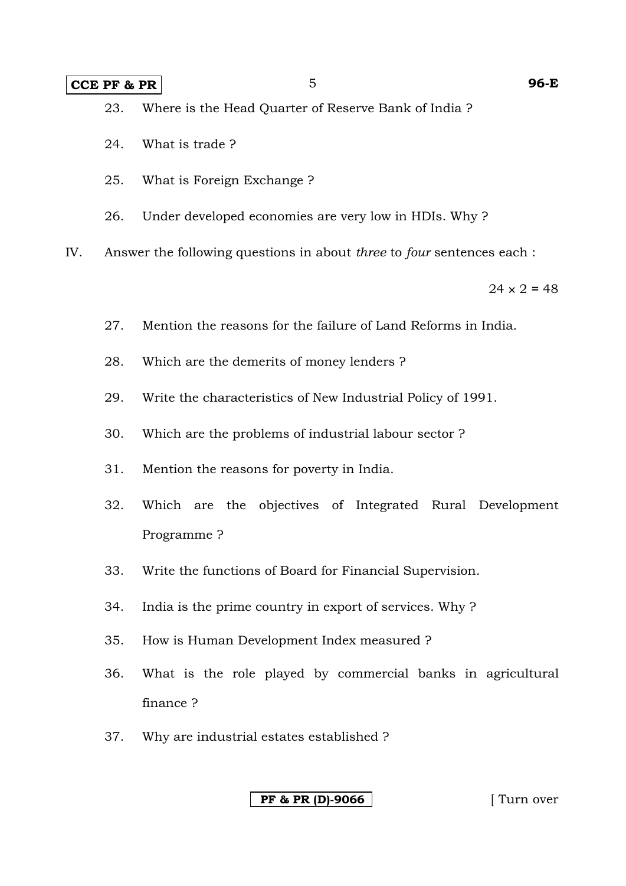23. Where is the Head Quarter of Reserve Bank of India ?

24. What is trade ?

25. What is Foreign Exchange ?

26. Under developed economies are very low in HDIs. Why ?

IV. Answer the following questions in about *three* to *four* sentences each :

$24 \times 2 = 48$

27. Mention the reasons for the failure of Land Reforms in India.

28. Which are the demerits of money lenders ?

29. Write the characteristics of New Industrial Policy of 1991.

30. Which are the problems of industrial labour sector ?

31. Mention the reasons for poverty in India.

32. Which are the objectives of Integrated Rural Development Programme ?

33. Write the functions of Board for Financial Supervision.

34. India is the prime country in export of services. Why ?

35. How is Human Development Index measured ?

36. What is the role played by commercial banks in agricultural finance ?

37. Why are industrial estates established ?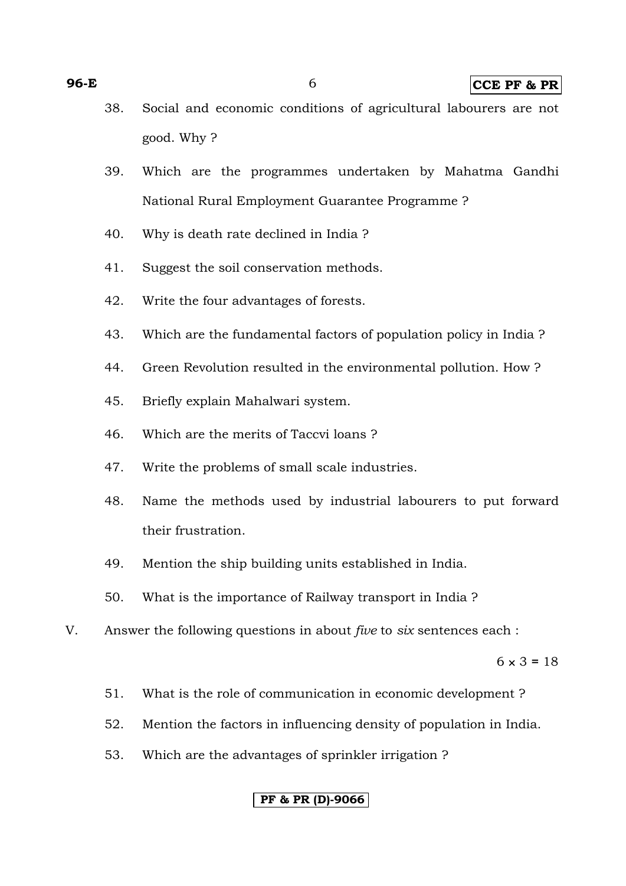38. Social and economic conditions of agricultural labourers are not good. Why ?

39. Which are the programmes undertaken by Mahatma Gandhi National Rural Employment Guarantee Programme ?

40. Why is death rate declined in India ?

41. Suggest the soil conservation methods.

42. Write the four advantages of forests.

43. Which are the fundamental factors of population policy in India ?

44. Green Revolution resulted in the environmental pollution. How ?

45. Briefly explain Mahalwari system.

46. Which are the merits of Taccvi loans ?

47. Write the problems of small scale industries.

48. Name the methods used by industrial labourers to put forward their frustration.

49. Mention the ship building units established in India.

50. What is the importance of Railway transport in India ?

V. Answer the following questions in about *five* to *six* sentences each :

$6 \times 3 = 18$

51. What is the role of communication in economic development ?

52. Mention the factors in influencing density of population in India.

53. Which are the advantages of sprinkler irrigation ?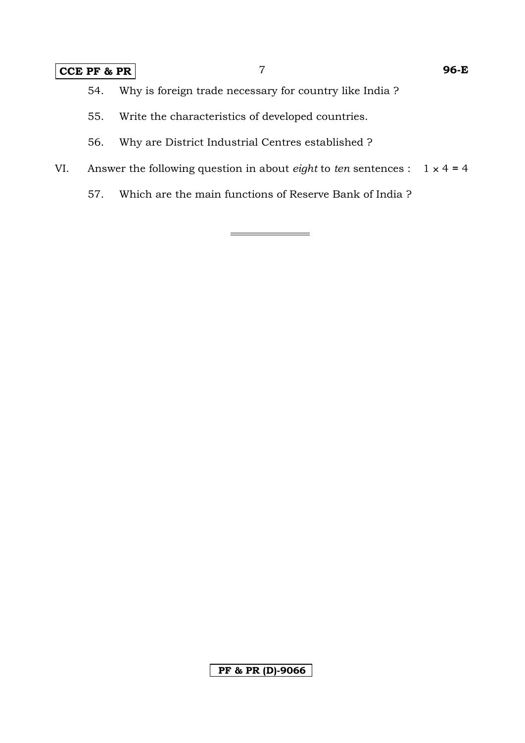54. Why is foreign trade necessary for country like India ?

55. Write the characteristics of developed countries.

56. Why are District Industrial Centres established ?

VI. Answer the following question in about *eight* to *ten* sentences : $1 \times 4 = 4$

57. Which are the main functions of Reserve Bank of India ?